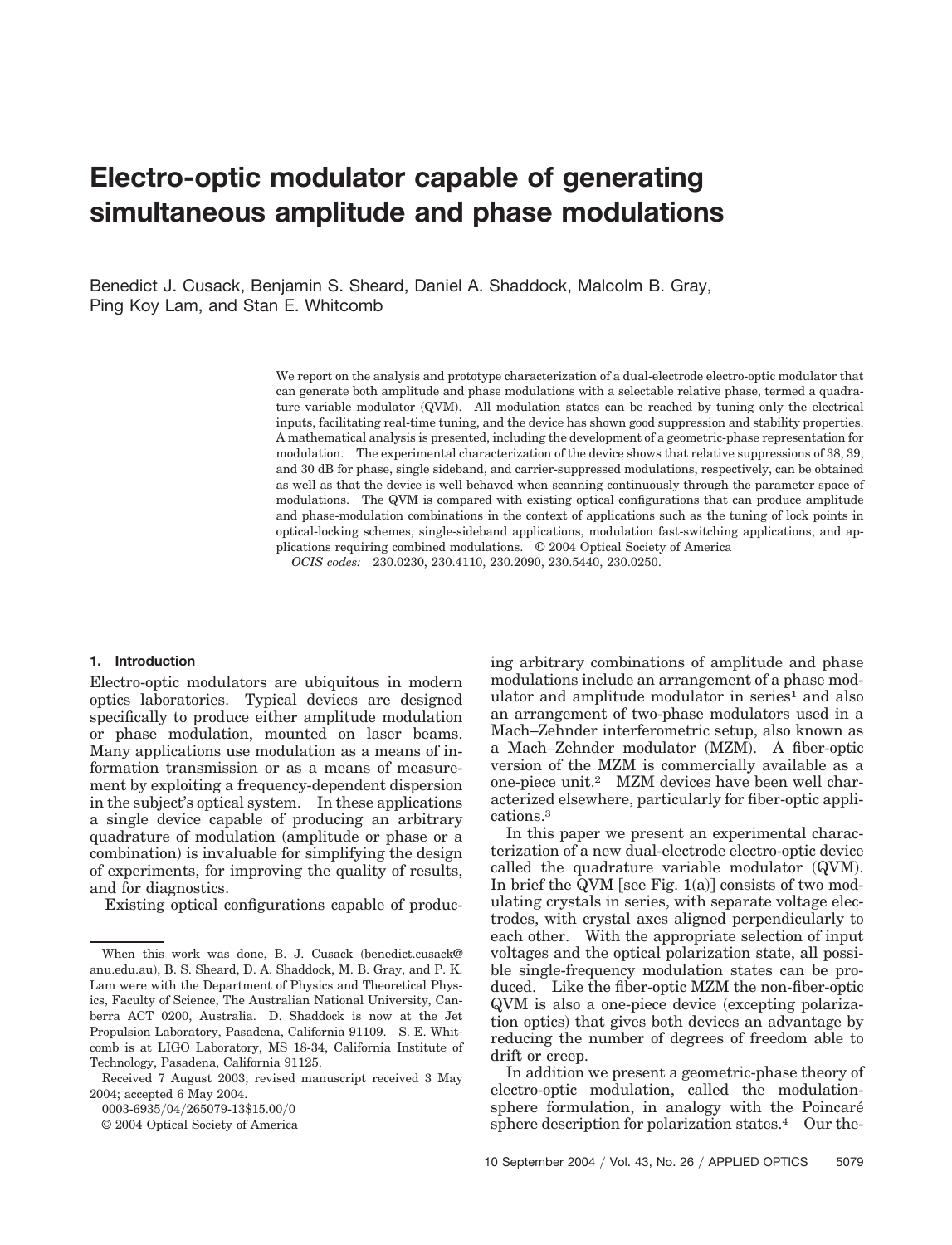# Electro-optic modulator capable of generating simultaneous amplitude and phase modulations

Benedict J. Cusack, Benjamin S. Sheard, Daniel A. Shaddock, Malcolm B. Gray, Ping Koy Lam, and Stan E. Whitcomb

We report on the analysis and prototype characterization of a dual-electrode electro-optic modulator that can generate both amplitude and phase modulations with a selectable relative phase, termed a quadrature variable modulator (QVM). All modulation states can be reached by tuning only the electrical inputs, facilitating real-time tuning, and the device has shown good suppression and stability properties. A mathematical analysis is presented, including the development of a geometric-phase representation for modulation. The experimental characterization of the device shows that relative suppressions of 38, 39, and 30 dB for phase, single sideband, and carrier-suppressed modulations, respectively, can be obtained as well as that the device is well behaved when scanning continuously through the parameter space of modulations. The QVM is compared with existing optical configurations that can produce amplitude and phase-modulation combinations in the context of applications such as the tuning of lock points in optical-locking schemes, single-sideband applications, modulation fast-switching applications, and applications requiring combined modulations. © 2004 Optical Society of America

*OCIS codes:* 230.0230, 230.4110, 230.2090, 230.5440, 230.0250.

## 1. Introduction

Electro-optic modulators are ubiquitous in modern optics laboratories. Typical devices are designed specifically to produce either amplitude modulation or phase modulation, mounted on laser beams. Many applications use modulation as a means of information transmission or as a means of measurement by exploiting a frequency-dependent dispersion in the subject's optical system. In these applications a single device capable of producing an arbitrary quadrature of modulation (amplitude or phase or a combination) is invaluable for simplifying the design of experiments, for improving the quality of results, and for diagnostics.

Existing optical configurations capable of producing arbitrary combinations of amplitude and phase modulations include an arrangement of a phase modulator and amplitude modulator in series[1] and also an arrangement of two-phase modulators used in a Mach–Zehnder interferometric setup, also known as a Mach–Zehnder modulator (MZM). A fiber-optic version of the MZM is commercially available as a one-piece unit.[2] MZM devices have been well characterized elsewhere, particularly for fiber-optic applications.[3]

In this paper we present an experimental characterization of a new dual-electrode electro-optic device called the quadrature variable modulator (QVM). In brief the QVM [see Fig. 1(a)] consists of two modulating crystals in series, with separate voltage electrodes, with crystal axes aligned perpendicularly to each other. With the appropriate selection of input voltages and the optical polarization state, all possible single-frequency modulation states can be produced. Like the fiber-optic MZM the non-fiber-optic QVM is also a one-piece device (excepting polarization optics) that gives both devices an advantage by reducing the number of degrees of freedom able to drift or creep.

In addition we present a geometric-phase theory of electro-optic modulation, called the modulation-sphere formulation, in analogy with the Poincaré sphere description for polarization states.[4] Our the-

When this work was done, B. J. Cusack (benedict.cusack@anu.edu.au), B. S. Sheard, D. A. Shaddock, M. B. Gray, and P. K. Lam were with the Department of Physics and Theoretical Physics, Faculty of Science, The Australian National University, Canberra ACT 0200, Australia. D. Shaddock is now at the Jet Propulsion Laboratory, Pasadena, California 91109. S. E. Whitcomb is at LIGO Laboratory, MS 18-34, California Institute of Technology, Pasadena, California 91125.

Received 7 August 2003; revised manuscript received 3 May 2004; accepted 6 May 2004.

0003-6935/04/265079-13$15.00/0

© 2004 Optical Society of America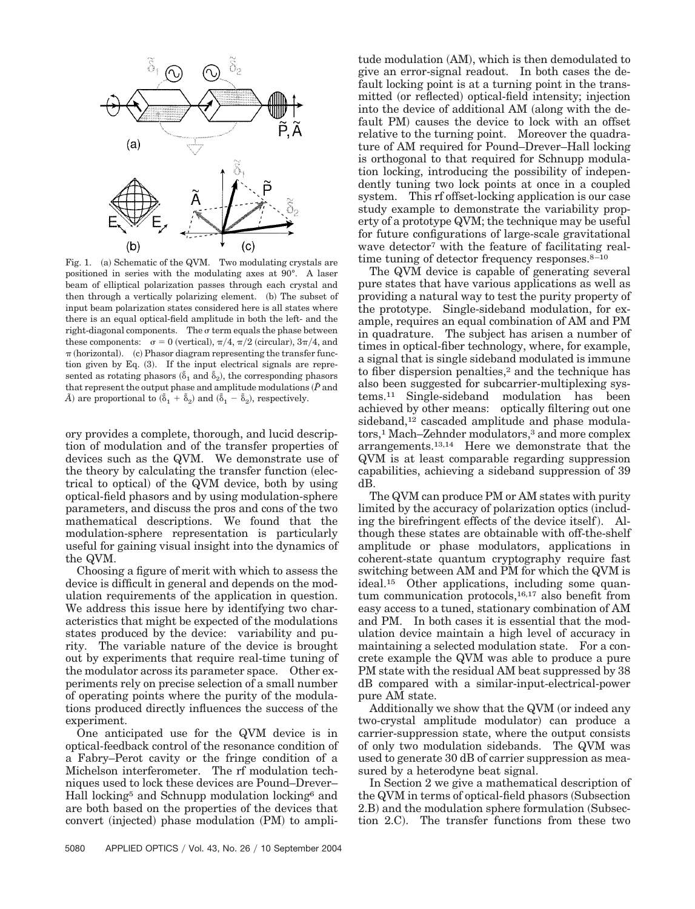Fig. 1. (a) Schematic of the QVM. Two modulating crystals are positioned in series with the modulating axes at 90°. A laser beam of elliptical polarization passes through each crystal and then through a vertically polarizing element. (b) The subset of input beam polarization states considered here is all states where there is an equal optical-field amplitude in both the left- and the right-diagonal components. The $\sigma$ term equals the phase between these components: $\sigma = 0$ (vertical), $\pi/4$, $\pi/2$ (circular), $3\pi/4$, and $\pi$ (horizontal). (c) Phasor diagram representing the transfer function given by Eq. (3). If the input electrical signals are represented as rotating phasors ($\tilde{\delta}_1$ and $\tilde{\delta}_2$), the corresponding phasors that represent the output phase and amplitude modulations ($\tilde{P}$ and $\tilde{A}$) are proportional to $(\tilde{\delta}_1 + \tilde{\delta}_2)$ and $(\tilde{\delta}_1 - \tilde{\delta}_2)$, respectively.

ory provides a complete, thorough, and lucid description of modulation and of the transfer properties of devices such as the QVM. We demonstrate use of the theory by calculating the transfer function (electrical to optical) of the QVM device, both by using optical-field phasors and by using modulation-sphere parameters, and discuss the pros and cons of the two mathematical descriptions. We found that the modulation-sphere representation is particularly useful for gaining visual insight into the dynamics of the QVM.

Choosing a figure of merit with which to assess the device is difficult in general and depends on the modulation requirements of the application in question. We address this issue here by identifying two characteristics that might be expected of the modulations states produced by the device: variability and purity. The variable nature of the device is brought out by experiments that require real-time tuning of the modulator across its parameter space. Other experiments rely on precise selection of a small number of operating points where the purity of the modulations produced directly influences the success of the experiment.

One anticipated use for the QVM device is in optical-feedback control of the resonance condition of a Fabry–Perot cavity or the fringe condition of a Michelson interferometer. The rf modulation techniques used to lock these devices are Pound–Drever–Hall locking[5] and Schnupp modulation locking[6] and are both based on the properties of the devices that convert (injected) phase modulation (PM) to amplitude modulation (AM), which is then demodulated to give an error-signal readout. In both cases the default locking point is at a turning point in the transmitted (or reflected) optical-field intensity; injection into the device of additional AM (along with the default PM) causes the device to lock with an offset relative to the turning point. Moreover the quadrature of AM required for Pound–Drever–Hall locking is orthogonal to that required for Schnupp modulation locking, introducing the possibility of independently tuning two lock points at once in a coupled system. This rf offset-locking application is our case study example to demonstrate the variability property of a prototype QVM; the technique may be useful for future configurations of large-scale gravitational wave detector[7] with the feature of facilitating realtime tuning of detector frequency responses.[8–10]

The QVM device is capable of generating several pure states that have various applications as well as providing a natural way to test the purity property of the prototype. Single-sideband modulation, for example, requires an equal combination of AM and PM in quadrature. The subject has arisen a number of times in optical-fiber technology, where, for example, a signal that is single sideband modulated is immune to fiber dispersion penalties,[2] and the technique has also been suggested for subcarrier-multiplexing systems.[11] Single-sideband modulation has been achieved by other means: optically filtering out one sideband,[12] cascaded amplitude and phase modulators,[1] Mach–Zehnder modulators,[3] and more complex arrangements.[13,14] Here we demonstrate that the QVM is at least comparable regarding suppression capabilities, achieving a sideband suppression of 39 dB.

The QVM can produce PM or AM states with purity limited by the accuracy of polarization optics (including the birefringent effects of the device itself). Although these states are obtainable with off-the-shelf amplitude or phase modulators, applications in coherent-state quantum cryptography require fast switching between AM and PM for which the QVM is ideal.[15] Other applications, including some quantum communication protocols,[16,17] also benefit from easy access to a tuned, stationary combination of AM and PM. In both cases it is essential that the modulation device maintain a high level of accuracy in maintaining a selected modulation state. For a concrete example the QVM was able to produce a pure PM state with the residual AM beat suppressed by 38 dB compared with a similar-input-electrical-power pure AM state.

Additionally we show that the QVM (or indeed any two-crystal amplitude modulator) can produce a carrier-suppression state, where the output consists of only two modulation sidebands. The QVM was used to generate 30 dB of carrier suppression as measured by a heterodyne beat signal.

In Section 2 we give a mathematical description of the QVM in terms of optical-field phasors (Subsection 2.B) and the modulation sphere formulation (Subsection 2.C). The transfer functions from these two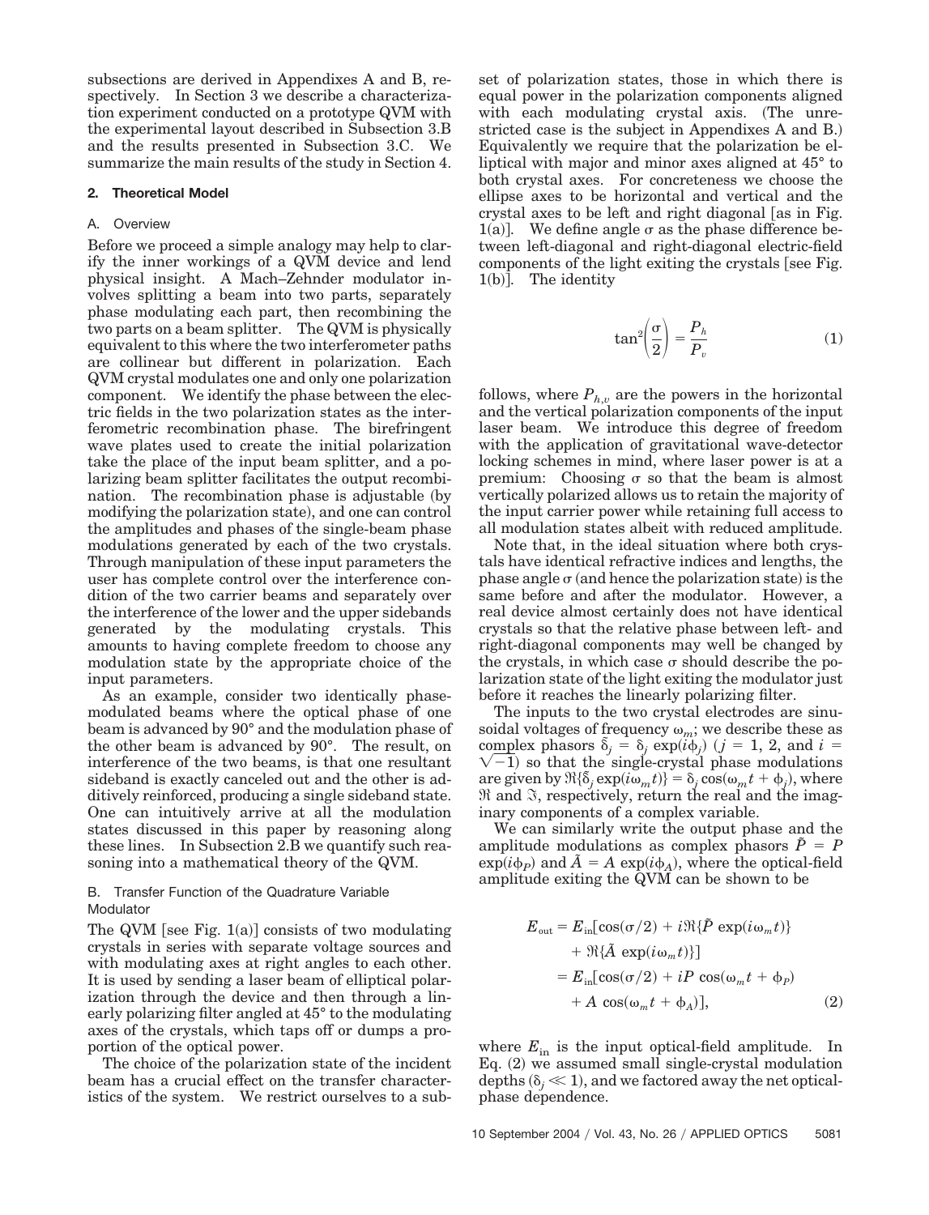subsections are derived in Appendixes A and B, respectively. In Section 3 we describe a characterization experiment conducted on a prototype QVM with the experimental layout described in Subsection 3.B and the results presented in Subsection 3.C. We summarize the main results of the study in Section 4.

## 2. Theoretical Model

### A. Overview

Before we proceed a simple analogy may help to clarify the inner workings of a QVM device and lend physical insight. A Mach–Zehnder modulator involves splitting a beam into two parts, separately phase modulating each part, then recombining the two parts on a beam splitter. The QVM is physically equivalent to this where the two interferometer paths are collinear but different in polarization. Each QVM crystal modulates one and only one polarization component. We identify the phase between the electric fields in the two polarization states as the interferometric recombination phase. The birefringent wave plates used to create the initial polarization take the place of the input beam splitter, and a polarizing beam splitter facilitates the output recombination. The recombination phase is adjustable (by modifying the polarization state), and one can control the amplitudes and phases of the single-beam phase modulations generated by each of the two crystals. Through manipulation of these input parameters the user has complete control over the interference condition of the two carrier beams and separately over the interference of the lower and the upper sidebands generated by the modulating crystals. This amounts to having complete freedom to choose any modulation state by the appropriate choice of the input parameters.

As an example, consider two identically phase-modulated beams where the optical phase of one beam is advanced by 90° and the modulation phase of the other beam is advanced by 90°. The result, on interference of the two beams, is that one resultant sideband is exactly canceled out and the other is additively reinforced, producing a single sideband state. One can intuitively arrive at all the modulation states discussed in this paper by reasoning along these lines. In Subsection 2.B we quantify such reasoning into a mathematical theory of the QVM.

### B. Transfer Function of the Quadrature Variable Modulator

The QVM [see Fig. 1(a)] consists of two modulating crystals in series with separate voltage sources and with modulating axes at right angles to each other. It is used by sending a laser beam of elliptical polarization through the device and then through a linearly polarizing filter angled at 45° to the modulating axes of the crystals, which taps off or dumps a proportion of the optical power.

The choice of the polarization state of the incident beam has a crucial effect on the transfer characteristics of the system. We restrict ourselves to a subset of polarization states, those in which there is equal power in the polarization components aligned with each modulating crystal axis. (The unrestricted case is the subject in Appendixes A and B.) Equivalently we require that the polarization be elliptical with major and minor axes aligned at 45° to both crystal axes. For concreteness we choose the ellipse axes to be horizontal and vertical and the crystal axes to be left and right diagonal [as in Fig. 1(a)]. We define angle $\sigma$ as the phase difference between left-diagonal and right-diagonal electric-field components of the light exiting the crystals [see Fig. 1(b)]. The identity

$$\tan^2\left(\frac{\sigma}{2}\right) = \frac{P_h}{P_v} \tag{1}$$

follows, where $P_{h,v}$ are the powers in the horizontal and the vertical polarization components of the input laser beam. We introduce this degree of freedom with the application of gravitational wave-detector locking schemes in mind, where laser power is at a premium: Choosing $\sigma$ so that the beam is almost vertically polarized allows us to retain the majority of the input carrier power while retaining full access to all modulation states albeit with reduced amplitude.

Note that, in the ideal situation where both crystals have identical refractive indices and lengths, the phase angle $\sigma$ (and hence the polarization state) is the same before and after the modulator. However, a real device almost certainly does not have identical crystals so that the relative phase between left- and right-diagonal components may well be changed by the crystals, in which case $\sigma$ should describe the polarization state of the light exiting the modulator just before it reaches the linearly polarizing filter.

The inputs to the two crystal electrodes are sinusoidal voltages of frequency $\omega_m$; we describe these as complex phasors $\tilde{\delta}_j = \delta_j \exp(i\phi_j)$ ($j = 1, 2$, and $i = \sqrt{-1}$) so that the single-crystal phase modulations are given by $\Re\{\tilde{\delta}_j \exp(i\omega_m t)\} = \delta_j \cos(\omega_m t + \phi_j)$, where $\Re$ and $\Im$, respectively, return the real and the imaginary components of a complex variable.

We can similarly write the output phase and the amplitude modulations as complex phasors $\tilde{P} = P \exp(i\phi_P)$ and $\tilde{A} = A \exp(i\phi_A)$, where the optical-field amplitude exiting the QVM can be shown to be

$$\begin{aligned} E_{\text{out}} &= E_{\text{in}}[\cos(\sigma/2) + i\Re\{\tilde{P}\exp(i\omega_m t)\} \\ &\quad + \Re\{\tilde{A}\exp(i\omega_m t)\}] \\ &= E_{\text{in}}[\cos(\sigma/2) + iP\cos(\omega_m t + \phi_P) \\ &\quad + A\cos(\omega_m t + \phi_A)], \end{aligned} \tag{2}$$

where $E_{\text{in}}$ is the input optical-field amplitude. In Eq. (2) we assumed small single-crystal modulation depths ($\delta_j \ll 1$), and we factored away the net optical-phase dependence.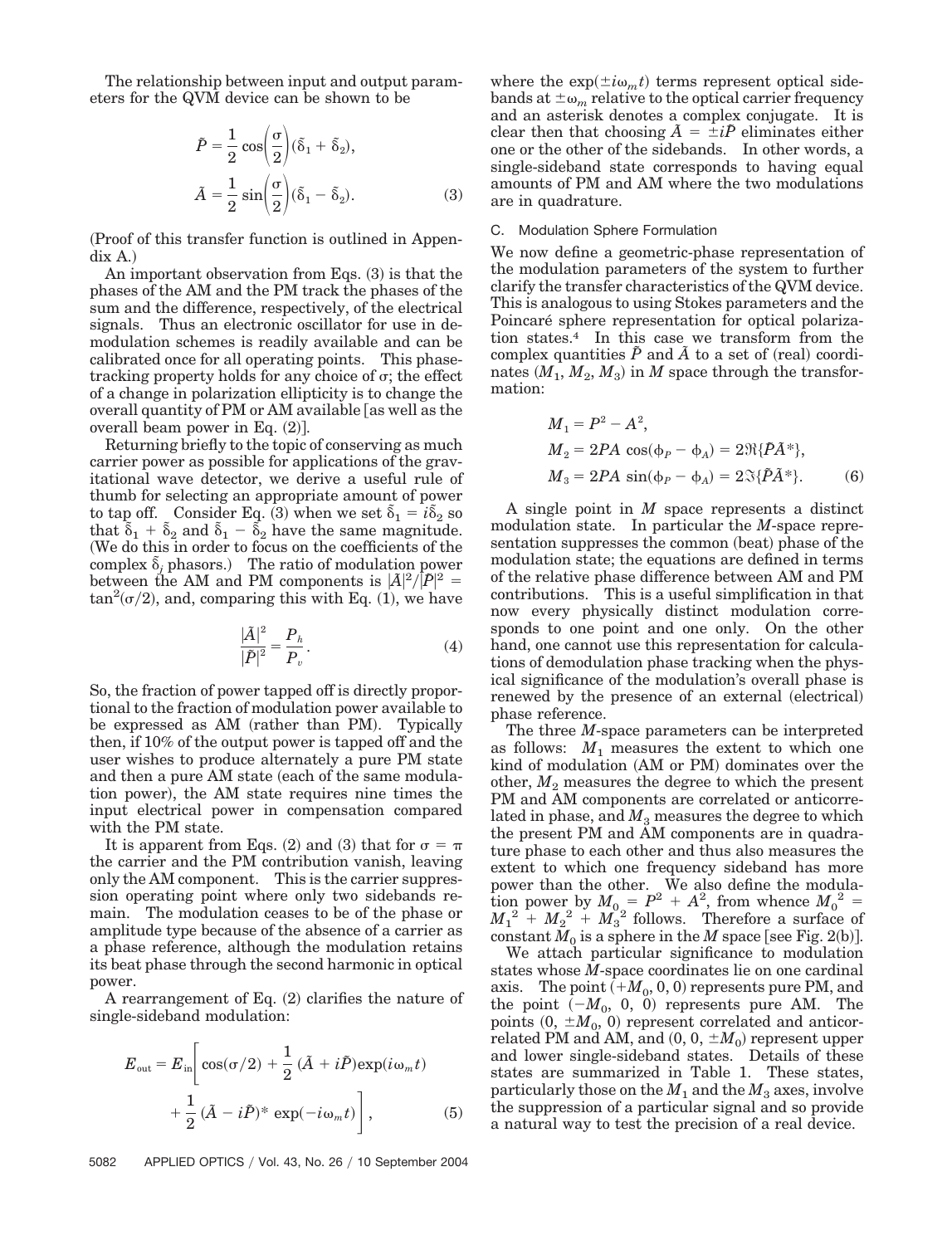The relationship between input and output parameters for the QVM device can be shown to be

$$\tilde{P} = \frac{1}{2}\cos\left(\frac{\sigma}{2}\right)(\tilde{\delta}_1 + \tilde{\delta}_2),$$
$$\tilde{A} = \frac{1}{2}\sin\left(\frac{\sigma}{2}\right)(\tilde{\delta}_1 - \tilde{\delta}_2). \tag{3}$$

(Proof of this transfer function is outlined in Appendix A.)

An important observation from Eqs. (3) is that the phases of the AM and the PM track the phases of the sum and the difference, respectively, of the electrical signals. Thus an electronic oscillator for use in demodulation schemes is readily available and can be calibrated once for all operating points. This phase-tracking property holds for any choice of $\sigma$; the effect of a change in polarization ellipticity is to change the overall quantity of PM or AM available [as well as the overall beam power in Eq. (2)].

Returning briefly to the topic of conserving as much carrier power as possible for applications of the gravitational wave detector, we derive a useful rule of thumb for selecting an appropriate amount of power to tap off. Consider Eq. (3) when we set $\tilde{\delta}_1 = i\tilde{\delta}_2$ so that $\tilde{\delta}_1 + \tilde{\delta}_2$ and $\tilde{\delta}_1 - \tilde{\delta}_2$ have the same magnitude. (We do this in order to focus on the coefficients of the complex $\tilde{\delta}_j$ phasors.) The ratio of modulation power between the AM and PM components is $|\tilde{A}|^2/|\tilde{P}|^2 = \tan^2(\sigma/2)$, and, comparing this with Eq. (1), we have

$$\frac{|\tilde{A}|^2}{|\tilde{P}|^2} = \frac{P_h}{P_v}. \tag{4}$$

So, the fraction of power tapped off is directly proportional to the fraction of modulation power available to be expressed as AM (rather than PM). Typically then, if 10% of the output power is tapped off and the user wishes to produce alternately a pure PM state and then a pure AM state (each of the same modulation power), the AM state requires nine times the input electrical power in compensation compared with the PM state.

It is apparent from Eqs. (2) and (3) that for $\sigma = \pi$ the carrier and the PM contribution vanish, leaving only the AM component. This is the carrier suppression operating point where only two sidebands remain. The modulation ceases to be of the phase or amplitude type because of the absence of a carrier as a phase reference, although the modulation retains its beat phase through the second harmonic in optical power.

A rearrangement of Eq. (2) clarifies the nature of single-sideband modulation:

$$E_{\text{out}} = E_{\text{in}}\left[\cos(\sigma/2) + \frac{1}{2}(\tilde{A} + i\tilde{P})\exp(i\omega_m t) + \frac{1}{2}(\tilde{A} - i\tilde{P})^* \exp(-i\omega_m t)\right], \tag{5}$$

where the $\exp(\pm i\omega_m t)$ terms represent optical sidebands at $\pm\omega_m$ relative to the optical carrier frequency and an asterisk denotes a complex conjugate. It is clear then that choosing $\tilde{A} = \pm i\tilde{P}$ eliminates either one or the other of the sidebands. In other words, a single-sideband state corresponds to having equal amounts of PM and AM where the two modulations are in quadrature.

### C. Modulation Sphere Formulation

We now define a geometric-phase representation of the modulation parameters of the system to further clarify the transfer characteristics of the QVM device. This is analogous to using Stokes parameters and the Poincaré sphere representation for optical polarization states.[4] In this case we transform from the complex quantities $\tilde{P}$ and $\tilde{A}$ to a set of (real) coordinates $(M_1, M_2, M_3)$ in $M$ space through the transformation:

$$M_1 = P^2 - A^2,$$
$$M_2 = 2PA\cos(\phi_P - \phi_A) = 2\Re\{\tilde{P}\tilde{A}^*\},$$
$$M_3 = 2PA\sin(\phi_P - \phi_A) = 2\Im\{\tilde{P}\tilde{A}^*\}. \tag{6}$$

A single point in $M$ space represents a distinct modulation state. In particular the $M$-space representation suppresses the common (beat) phase of the modulation state; the equations are defined in terms of the relative phase difference between AM and PM contributions. This is a useful simplification in that now every physically distinct modulation corresponds to one point and one only. On the other hand, one cannot use this representation for calculations of demodulation phase tracking when the physical significance of the modulation's overall phase is renewed by the presence of an external (electrical) phase reference.

The three $M$-space parameters can be interpreted as follows: $M_1$ measures the extent to which one kind of modulation (AM or PM) dominates over the other, $M_2$ measures the degree to which the present PM and AM components are correlated or anticorrelated in phase, and $M_3$ measures the degree to which the present PM and AM components are in quadrature phase to each other and thus also measures the extent to which one frequency sideband has more power than the other. We also define the modulation power by $M_0 = P^2 + A^2$, from whence $M_0{}^2 = M_1{}^2 + M_2{}^2 + M_3{}^2$ follows. Therefore a surface of constant $M_0$ is a sphere in the $M$ space [see Fig. 2(b)].

We attach particular significance to modulation states whose $M$-space coordinates lie on one cardinal axis. The point $(+M_0, 0, 0)$ represents pure PM, and the point $(-M_0, 0, 0)$ represents pure AM. The points $(0, \pm M_0, 0)$ represent correlated and anticorrelated PM and AM, and $(0, 0, \pm M_0)$ represent upper and lower single-sideband states. Details of these states are summarized in Table 1. These states, particularly those on the $M_1$ and the $M_3$ axes, involve the suppression of a particular signal and so provide a natural way to test the precision of a real device.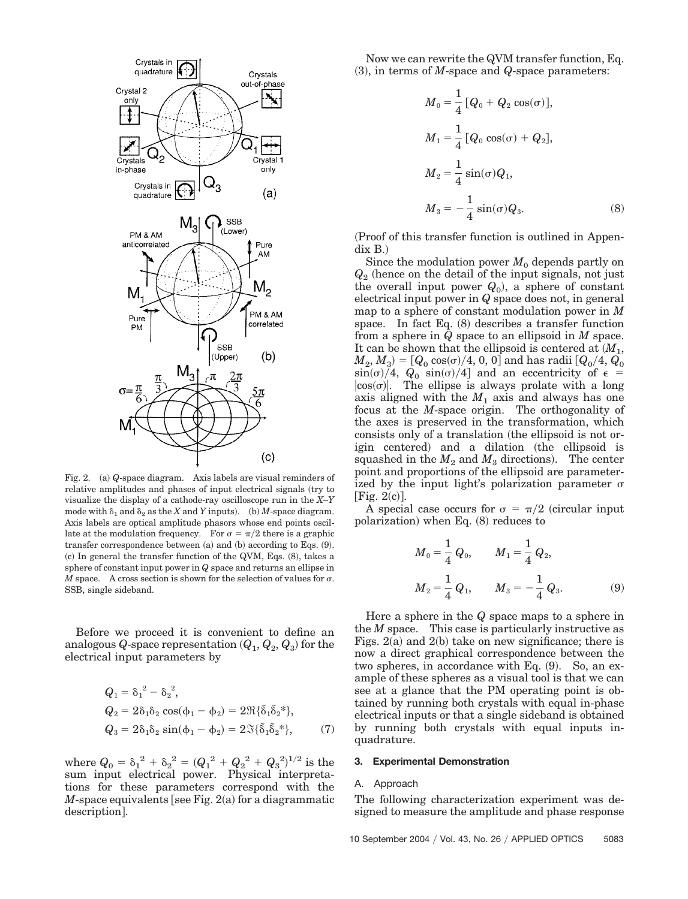Fig. 2. (a) $Q$-space diagram. Axis labels are visual reminders of relative amplitudes and phases of input electrical signals (try to visualize the display of a cathode-ray oscilloscope run in the $X$–$Y$ mode with $\delta_1$ and $\delta_2$ as the $X$ and $Y$ inputs). (b) $M$-space diagram. Axis labels are optical amplitude phasors whose end points oscillate at the modulation frequency. For $\sigma = \pi/2$ there is a graphic transfer correspondence between (a) and (b) according to Eqs. (9). (c) In general the transfer function of the QVM, Eqs. (8), takes a sphere of constant input power in $Q$ space and returns an ellipse in $M$ space. A cross section is shown for the selection of values for $\sigma$. SSB, single sideband.

Before we proceed it is convenient to define an analogous $Q$-space representation $(Q_1, Q_2, Q_3)$ for the electrical input parameters by

$$
\begin{aligned}
Q_1 &= \delta_1{}^2 - \delta_2{}^2,\\
Q_2 &= 2\delta_1\delta_2 \cos(\phi_1 - \phi_2) = 2\Re\{\tilde{\delta}_1\tilde{\delta}_2{}^*\},\\
Q_3 &= 2\delta_1\delta_2 \sin(\phi_1 - \phi_2) = 2\Im\{\tilde{\delta}_1\tilde{\delta}_2{}^*\},
\end{aligned}
\tag{7}
$$

where $Q_0 = \delta_1{}^2 + \delta_2{}^2 = (Q_1{}^2 + Q_2{}^2 + Q_3{}^2)^{1/2}$ is the sum input electrical power. Physical interpretations for these parameters correspond with the $M$-space equivalents [see Fig. 2(a) for a diagrammatic description].

Now we can rewrite the QVM transfer function, Eq. (3), in terms of $M$-space and $Q$-space parameters:

$$
\begin{aligned}
M_0 &= \frac{1}{4}\,[Q_0 + Q_2 \cos(\sigma)],\\
M_1 &= \frac{1}{4}\,[Q_0 \cos(\sigma) + Q_2],\\
M_2 &= \frac{1}{4}\,\sin(\sigma) Q_1,\\
M_3 &= -\frac{1}{4}\,\sin(\sigma) Q_3.
\end{aligned}
\tag{8}
$$

(Proof of this transfer function is outlined in Appendix B.)

Since the modulation power $M_0$ depends partly on $Q_2$ (hence on the detail of the input signals, not just the overall input power $Q_0$), a sphere of constant electrical input power in $Q$ space does not, in general map to a sphere of constant modulation power in $M$ space. In fact Eq. (8) describes a transfer function from a sphere in $Q$ space to an ellipsoid in $M$ space. It can be shown that the ellipsoid is centered at $(M_1, M_2, M_3) = [Q_0 \cos(\sigma)/4, 0, 0]$ and has radii $[Q_0/4, Q_0 \sin(\sigma)/4, Q_0 \sin(\sigma)/4]$ and an eccentricity of $\epsilon = |\cos(\sigma)|$. The ellipse is always prolate with a long axis aligned with the $M_1$ axis and always has one focus at the $M$-space origin. The orthogonality of the axes is preserved in the transformation, which consists only of a translation (the ellipsoid is not origin centered) and a dilation (the ellipsoid is squashed in the $M_2$ and $M_3$ directions). The center point and proportions of the ellipsoid are parameterized by the input light's polarization parameter $\sigma$ [Fig. 2(c)].

A special case occurs for $\sigma = \pi/2$ (circular input polarization) when Eq. (8) reduces to

$$
M_0 = \frac{1}{4}\,Q_0, \qquad M_1 = \frac{1}{4}\,Q_2,
$$
$$
M_2 = \frac{1}{4}\,Q_1, \qquad M_3 = -\frac{1}{4}\,Q_3. \tag{9}
$$

Here a sphere in the $Q$ space maps to a sphere in the $M$ space. This case is particularly instructive as Figs. 2(a) and 2(b) take on new significance; there is now a direct graphical correspondence between the two spheres, in accordance with Eq. (9). So, an example of these spheres as a visual tool is that we can see at a glance that the PM operating point is obtained by running both crystals with equal in-phase electrical inputs or that a single sideband is obtained by running both crystals with equal inputs in-quadrature.

## 3. Experimental Demonstration

### A. Approach

The following characterization experiment was designed to measure the amplitude and phase response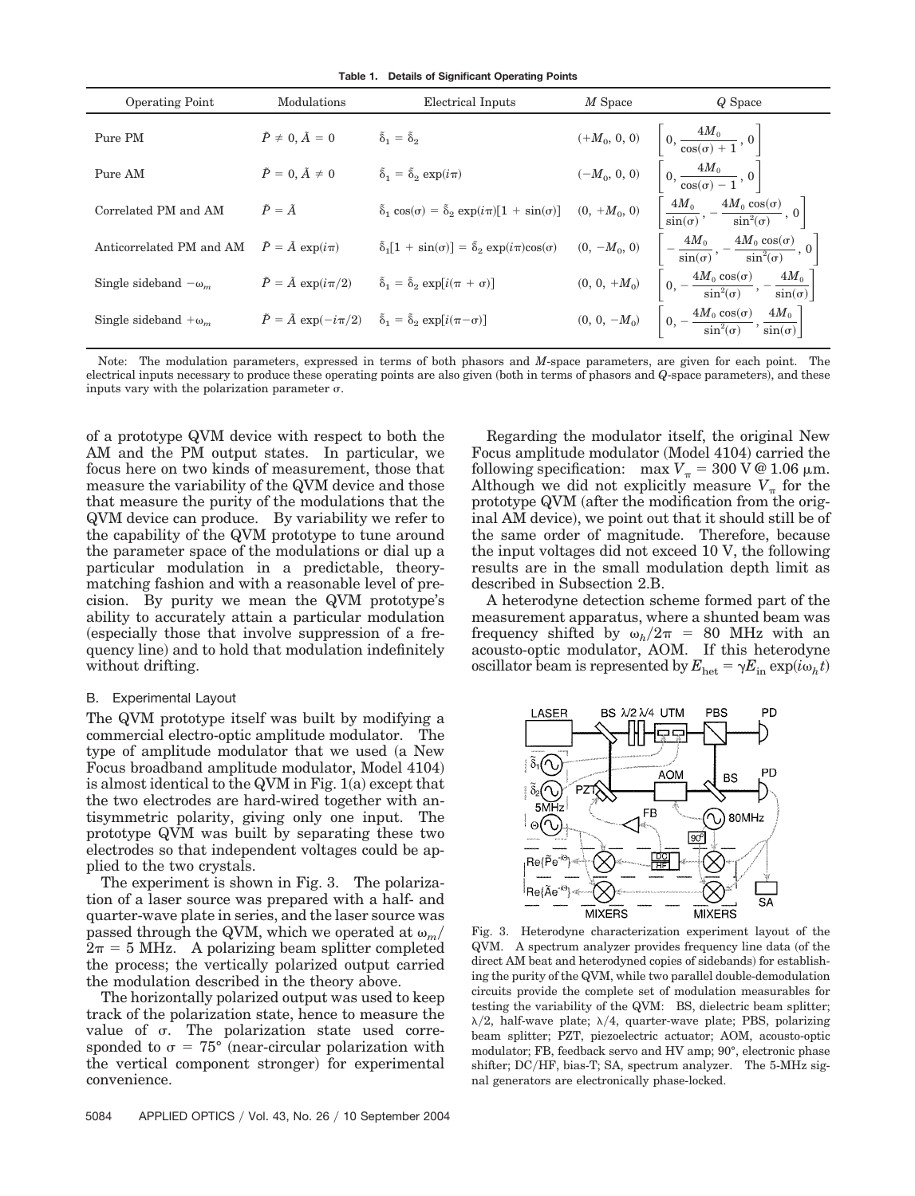**Table 1. Details of Significant Operating Points**

| Operating Point | Modulations | Electrical Inputs | $M$ Space | $Q$ Space |
|---|---|---|---|---|
| Pure PM | $\tilde{P} \neq 0, \tilde{A} = 0$ | $\tilde{\delta}_1 = \tilde{\delta}_2$ | $(+M_0, 0, 0)$ | $\left[0, \frac{4M_0}{\cos(\sigma) + 1}, 0\right]$ |
| Pure AM | $\tilde{P} = 0, \tilde{A} \neq 0$ | $\tilde{\delta}_1 = \tilde{\delta}_2 \exp(i\pi)$ | $(-M_0, 0, 0)$ | $\left[0, \frac{4M_0}{\cos(\sigma) - 1}, 0\right]$ |
| Correlated PM and AM | $\tilde{P} = \tilde{A}$ | $\tilde{\delta}_1 \cos(\sigma) = \tilde{\delta}_2 \exp(i\pi)[1 + \sin(\sigma)]$ | $(0, +M_0, 0)$ | $\left[\frac{4M_0}{\sin(\sigma)}, -\frac{4M_0 \cos(\sigma)}{\sin^2(\sigma)}, 0\right]$ |
| Anticorrelated PM and AM | $\tilde{P} = \tilde{A} \exp(i\pi)$ | $\tilde{\delta}_1[1 + \sin(\sigma)] = \tilde{\delta}_2 \exp(i\pi)\cos(\sigma)$ | $(0, -M_0, 0)$ | $\left[-\frac{4M_0}{\sin(\sigma)}, -\frac{4M_0 \cos(\sigma)}{\sin^2(\sigma)}, 0\right]$ |
| Single sideband $-\omega_m$ | $\tilde{P} = \tilde{A} \exp(i\pi/2)$ | $\tilde{\delta}_1 = \tilde{\delta}_2 \exp[i(\pi + \sigma)]$ | $(0, 0, +M_0)$ | $\left[0, -\frac{4M_0 \cos(\sigma)}{\sin^2(\sigma)}, -\frac{4M_0}{\sin(\sigma)}\right]$ |
| Single sideband $+\omega_m$ | $\tilde{P} = \tilde{A} \exp(-i\pi/2)$ | $\tilde{\delta}_1 = \tilde{\delta}_2 \exp[i(\pi - \sigma)]$ | $(0, 0, -M_0)$ | $\left[0, -\frac{4M_0 \cos(\sigma)}{\sin^2(\sigma)}, \frac{4M_0}{\sin(\sigma)}\right]$ |

Note: The modulation parameters, expressed in terms of both phasors and $M$-space parameters, are given for each point. The electrical inputs necessary to produce these operating points are also given (both in terms of phasors and $Q$-space parameters), and these inputs vary with the polarization parameter $\sigma$.

of a prototype QVM device with respect to both the AM and the PM output states. In particular, we focus here on two kinds of measurement, those that measure the variability of the QVM device and those that measure the purity of the modulations that the QVM device can produce. By variability we refer to the capability of the QVM prototype to tune around the parameter space of the modulations or dial up a particular modulation in a predictable, theory-matching fashion and with a reasonable level of precision. By purity we mean the QVM prototype's ability to accurately attain a particular modulation (especially those that involve suppression of a frequency line) and to hold that modulation indefinitely without drifting.

### B. Experimental Layout

The QVM prototype itself was built by modifying a commercial electro-optic amplitude modulator. The type of amplitude modulator that we used (a New Focus broadband amplitude modulator, Model 4104) is almost identical to the QVM in Fig. 1(a) except that the two electrodes are hard-wired together with antisymmetric polarity, giving only one input. The prototype QVM was built by separating these two electrodes so that independent voltages could be applied to the two crystals.

The experiment is shown in Fig. 3. The polarization of a laser source was prepared with a half- and quarter-wave plate in series, and the laser source was passed through the QVM, which we operated at $\omega_m/2\pi = 5$ MHz. A polarizing beam splitter completed the process; the vertically polarized output carried the modulation described in the theory above.

The horizontally polarized output was used to keep track of the polarization state, hence to measure the value of $\sigma$. The polarization state used corresponded to $\sigma = 75°$ (near-circular polarization with the vertical component stronger) for experimental convenience.

Regarding the modulator itself, the original New Focus amplitude modulator (Model 4104) carried the following specification: max $V_\pi = 300$ V @ 1.06 μm. Although we did not explicitly measure $V_\pi$ for the prototype QVM (after the modification from the original AM device), we point out that it should still be of the same order of magnitude. Therefore, because the input voltages did not exceed 10 V, the following results are in the small modulation depth limit as described in Subsection 2.B.

A heterodyne detection scheme formed part of the measurement apparatus, where a shunted beam was frequency shifted by $\omega_h/2\pi = 80$ MHz with an acousto-optic modulator, AOM. If this heterodyne oscillator beam is represented by $E_{\text{het}} = \gamma E_{\text{in}} \exp(i\omega_h t)$

Fig. 3. Heterodyne characterization experiment layout of the QVM. A spectrum analyzer provides frequency line data (of the direct AM beat and heterodyned copies of sidebands) for establishing the purity of the QVM, while two parallel double-demodulation circuits provide the complete set of modulation measurables for testing the variability of the QVM: BS, dielectric beam splitter; $\lambda/2$, half-wave plate; $\lambda/4$, quarter-wave plate; PBS, polarizing beam splitter; PZT, piezoelectric actuator; AOM, acousto-optic modulator; FB, feedback servo and HV amp; 90°, electronic phase shifter; DC/HF, bias-T; SA, spectrum analyzer. The 5-MHz signal generators are electronically phase-locked.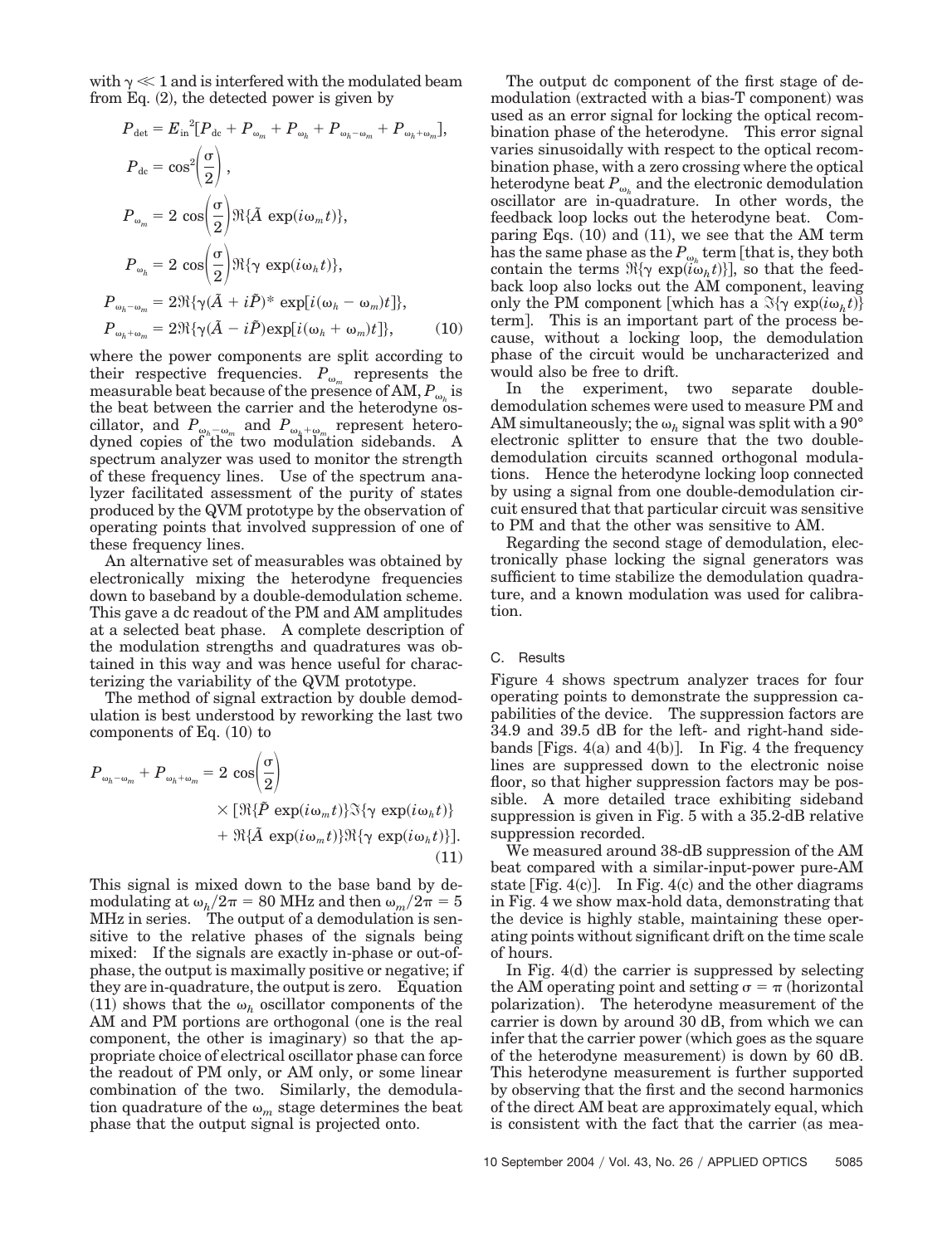with $\gamma \ll 1$ and is interfered with the modulated beam from Eq. (2), the detected power is given by

$$
\begin{aligned}
P_{\det} &= E_{\text{in}}^{2}[P_{\text{dc}} + P_{\omega_m} + P_{\omega_h} + P_{\omega_h-\omega_m} + P_{\omega_h+\omega_m}],\\
P_{\text{dc}} &= \cos^2\!\left(\frac{\sigma}{2}\right),\\
P_{\omega_m} &= 2\cos\!\left(\frac{\sigma}{2}\right)\Re\{\tilde{A}\exp(i\omega_m t)\},\\
P_{\omega_h} &= 2\cos\!\left(\frac{\sigma}{2}\right)\Re\{\gamma\exp(i\omega_h t)\},\\
P_{\omega_h-\omega_m} &= 2\Re\{\gamma(\tilde{A}+i\tilde{P})^{*}\exp[i(\omega_h-\omega_m)t]\},\\
P_{\omega_h+\omega_m} &= 2\Re\{\gamma(\tilde{A}-i\tilde{P})\exp[i(\omega_h+\omega_m)t]\},
\end{aligned} \tag{10}
$$

where the power components are split according to their respective frequencies. $P_{\omega_m}$ represents the measurable beat because of the presence of AM, $P_{\omega_h}$ is the beat between the carrier and the heterodyne oscillator, and $P_{\omega_h-\omega_m}$ and $P_{\omega_h+\omega_m}$ represent heterodyned copies of the two modulation sidebands. A spectrum analyzer was used to monitor the strength of these frequency lines. Use of the spectrum analyzer facilitated assessment of the purity of states produced by the QVM prototype by the observation of operating points that involved suppression of one of these frequency lines.

An alternative set of measurables was obtained by electronically mixing the heterodyne frequencies down to baseband by a double-demodulation scheme. This gave a dc readout of the PM and AM amplitudes at a selected beat phase. A complete description of the modulation strengths and quadratures was obtained in this way and was hence useful for characterizing the variability of the QVM prototype.

The method of signal extraction by double demodulation is best understood by reworking the last two components of Eq. (10) to

$$
\begin{aligned}
P_{\omega_h-\omega_m} + P_{\omega_h+\omega_m} = 2\cos\!\left(\frac{\sigma}{2}\right)
&\times [\Re\{\tilde{P}\exp(i\omega_m t)\}\Im\{\gamma\exp(i\omega_h t)\}\\
&+ \Re\{\tilde{A}\exp(i\omega_m t)\}\Re\{\gamma\exp(i\omega_h t)\}].
\end{aligned} \tag{11}
$$

This signal is mixed down to the base band by demodulating at $\omega_h/2\pi = 80$ MHz and then $\omega_m/2\pi = 5$ MHz in series. The output of a demodulation is sensitive to the relative phases of the signals being mixed: If the signals are exactly in-phase or out-of-phase, the output is maximally positive or negative; if they are in-quadrature, the output is zero. Equation (11) shows that the $\omega_h$ oscillator components of the AM and PM portions are orthogonal (one is the real component, the other is imaginary) so that the appropriate choice of electrical oscillator phase can force the readout of PM only, or AM only, or some linear combination of the two. Similarly, the demodulation quadrature of the $\omega_m$ stage determines the beat phase that the output signal is projected onto.

The output dc component of the first stage of demodulation (extracted with a bias-T component) was used as an error signal for locking the optical recombination phase of the heterodyne. This error signal varies sinusoidally with respect to the optical recombination phase, with a zero crossing where the optical heterodyne beat $P_{\omega_h}$ and the electronic demodulation oscillator are in-quadrature. In other words, the feedback loop locks out the heterodyne beat. Comparing Eqs. (10) and (11), we see that the AM term has the same phase as the $P_{\omega_h}$ term [that is, they both contain the terms $\Re\{\gamma\exp(i\omega_h t)\}$], so that the feedback loop also locks out the AM component, leaving only the PM component [which has a $\Im\{\gamma\exp(i\omega_h t)\}$ term]. This is an important part of the process because, without a locking loop, the demodulation phase of the circuit would be uncharacterized and would also be free to drift.

In the experiment, two separate double-demodulation schemes were used to measure PM and AM simultaneously; the $\omega_h$ signal was split with a 90° electronic splitter to ensure that the two double-demodulation circuits scanned orthogonal modulations. Hence the heterodyne locking loop connected by using a signal from one double-demodulation circuit ensured that that particular circuit was sensitive to PM and that the other was sensitive to AM.

Regarding the second stage of demodulation, electronically phase locking the signal generators was sufficient to time stabilize the demodulation quadrature, and a known modulation was used for calibration.

### C. Results

Figure 4 shows spectrum analyzer traces for four operating points to demonstrate the suppression capabilities of the device. The suppression factors are 34.9 and 39.5 dB for the left- and right-hand sidebands [Figs. 4(a) and 4(b)]. In Fig. 4 the frequency lines are suppressed down to the electronic noise floor, so that higher suppression factors may be possible. A more detailed trace exhibiting sideband suppression is given in Fig. 5 with a 35.2-dB relative suppression recorded.

We measured around 38-dB suppression of the AM beat compared with a similar-input-power pure-AM state [Fig. 4(c)]. In Fig. 4(c) and the other diagrams in Fig. 4 we show max-hold data, demonstrating that the device is highly stable, maintaining these operating points without significant drift on the time scale of hours.

In Fig. 4(d) the carrier is suppressed by selecting the AM operating point and setting $\sigma = \pi$ (horizontal polarization). The heterodyne measurement of the carrier is down by around 30 dB, from which we can infer that the carrier power (which goes as the square of the heterodyne measurement) is down by 60 dB. This heterodyne measurement is further supported by observing that the first and the second harmonics of the direct AM beat are approximately equal, which is consistent with the fact that the carrier (as mea-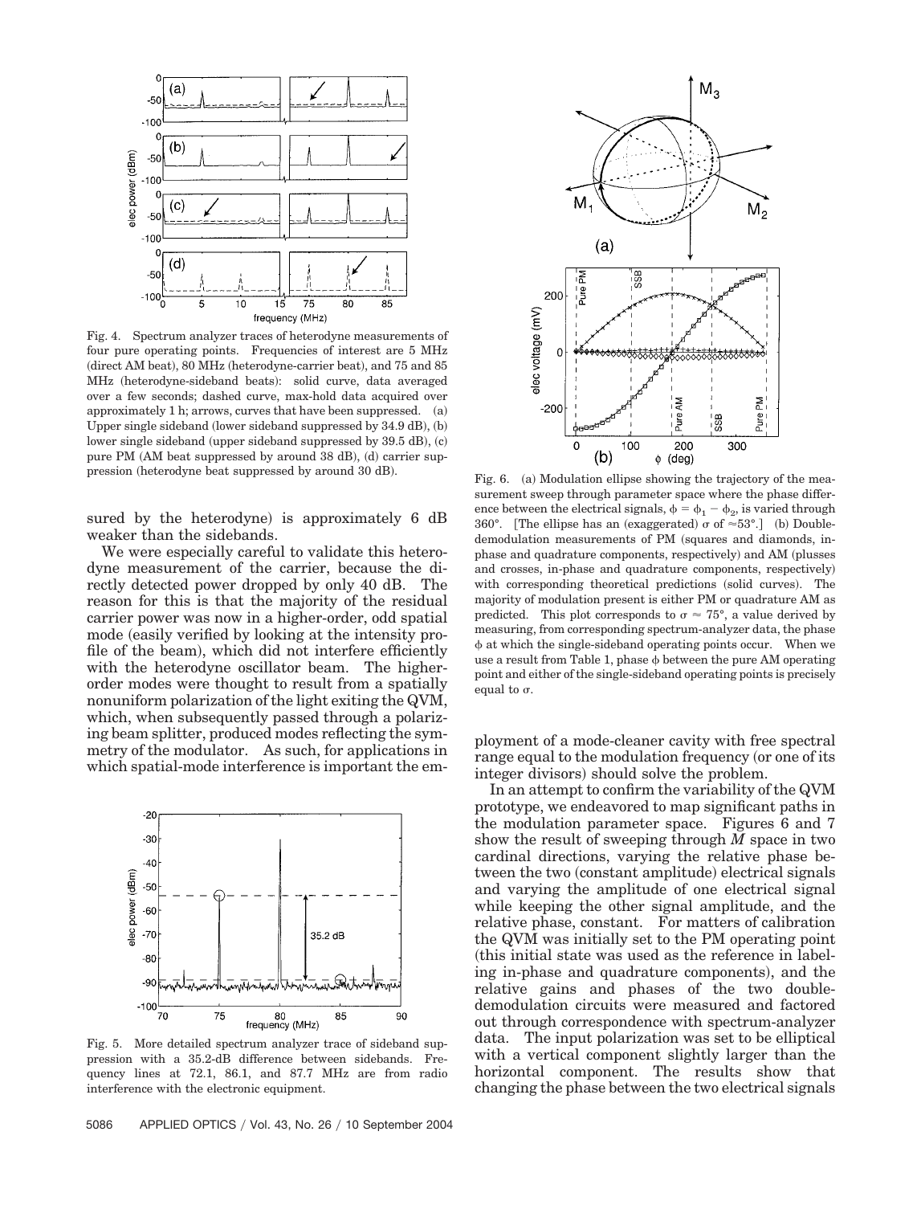Fig. 4. Spectrum analyzer traces of heterodyne measurements of four pure operating points. Frequencies of interest are 5 MHz (direct AM beat), 80 MHz (heterodyne-carrier beat), and 75 and 85 MHz (heterodyne-sideband beats): solid curve, data averaged over a few seconds; dashed curve, max-hold data acquired over approximately 1 h; arrows, curves that have been suppressed. (a) Upper single sideband (lower sideband suppressed by 34.9 dB), (b) lower single sideband (upper sideband suppressed by 39.5 dB), (c) pure PM (AM beat suppressed by around 38 dB), (d) carrier suppression (heterodyne beat suppressed by around 30 dB).

sured by the heterodyne) is approximately 6 dB weaker than the sidebands.

We were especially careful to validate this heterodyne measurement of the carrier, because the directly detected power dropped by only 40 dB. The reason for this is that the majority of the residual carrier power was now in a higher-order, odd spatial mode (easily verified by looking at the intensity profile of the beam), which did not interfere efficiently with the heterodyne oscillator beam. The higher-order modes were thought to result from a spatially nonuniform polarization of the light exiting the QVM, which, when subsequently passed through a polarizing beam splitter, produced modes reflecting the symmetry of the modulator. As such, for applications in which spatial-mode interference is important the employment of a mode-cleaner cavity with free spectral range equal to the modulation frequency (or one of its integer divisors) should solve the problem.

Fig. 5. More detailed spectrum analyzer trace of sideband suppression with a 35.2-dB difference between sidebands. Frequency lines at 72.1, 86.1, and 87.7 MHz are from radio interference with the electronic equipment.

Fig. 6. (a) Modulation ellipse showing the trajectory of the measurement sweep through parameter space where the phase difference between the electrical signals, $\phi = \phi_1 - \phi_2$, is varied through 360°. [The ellipse has an (exaggerated) $\sigma$ of $\approx$53°.] (b) Double-demodulation measurements of PM (squares and diamonds, in-phase and quadrature components, respectively) and AM (plusses and crosses, in-phase and quadrature components, respectively) with corresponding theoretical predictions (solid curves). The majority of modulation present is either PM or quadrature AM as predicted. This plot corresponds to $\sigma \approx 75°$, a value derived by measuring, from corresponding spectrum-analyzer data, the phase $\phi$ at which the single-sideband operating points occur. When we use a result from Table 1, phase $\phi$ between the pure AM operating point and either of the single-sideband operating points is precisely equal to $\sigma$.

In an attempt to confirm the variability of the QVM prototype, we endeavored to map significant paths in the modulation parameter space. Figures 6 and 7 show the result of sweeping through $M$ space in two cardinal directions, varying the relative phase between the two (constant amplitude) electrical signals and varying the amplitude of one electrical signal while keeping the other signal amplitude, and the relative phase, constant. For matters of calibration the QVM was initially set to the PM operating point (this initial state was used as the reference in labeling in-phase and quadrature components), and the relative gains and phases of the two double-demodulation circuits were measured and factored out through correspondence with spectrum-analyzer data. The input polarization was set to be elliptical with a vertical component slightly larger than the horizontal component. The results show that changing the phase between the two electrical signals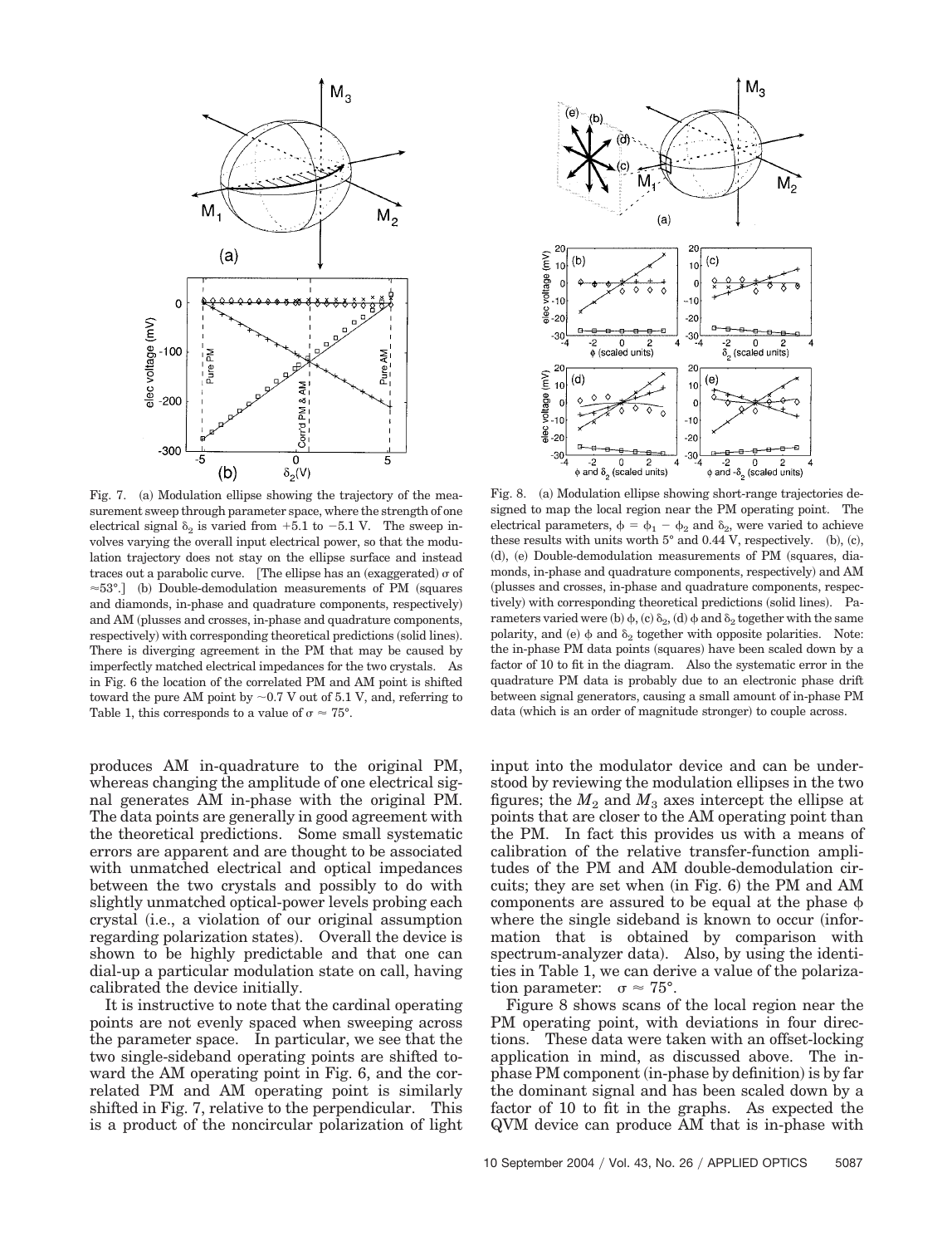Fig. 7. (a) Modulation ellipse showing the trajectory of the measurement sweep through parameter space, where the strength of one electrical signal $\delta_2$ is varied from +5.1 to −5.1 V. The sweep involves varying the overall input electrical power, so that the modulation trajectory does not stay on the ellipse surface and instead traces out a parabolic curve. [The ellipse has an (exaggerated) $\sigma$ of ≈53°.] (b) Double-demodulation measurements of PM (squares and diamonds, in-phase and quadrature components, respectively) and AM (plusses and crosses, in-phase and quadrature components, respectively) with corresponding theoretical predictions (solid lines). There is diverging agreement in the PM that may be caused by imperfectly matched electrical impedances for the two crystals. As in Fig. 6 the location of the correlated PM and AM point is shifted toward the pure AM point by ~0.7 V out of 5.1 V, and, referring to Table 1, this corresponds to a value of $\sigma \approx 75°$.

Fig. 8. (a) Modulation ellipse showing short-range trajectories designed to map the local region near the PM operating point. The electrical parameters, $\phi = \phi_1 - \phi_2$ and $\delta_2$, were varied to achieve these results with units worth 5° and 0.44 V, respectively. (b), (c), (d), (e) Double-demodulation measurements of PM (squares, diamonds, in-phase and quadrature components, respectively) and AM (plusses and crosses, in-phase and quadrature components, respectively) with corresponding theoretical predictions (solid lines). Parameters varied were (b) $\phi$, (c) $\delta_2$, (d) $\phi$ and $\delta_2$ together with the same polarity, and (e) $\phi$ and $\delta_2$ together with opposite polarities. Note: the in-phase PM data points (squares) have been scaled down by a factor of 10 to fit in the diagram. Also the systematic error in the quadrature PM data is probably due to an electronic phase drift between signal generators, causing a small amount of in-phase PM data (which is an order of magnitude stronger) to couple across.

produces AM in-quadrature to the original PM, whereas changing the amplitude of one electrical signal generates AM in-phase with the original PM. The data points are generally in good agreement with the theoretical predictions. Some small systematic errors are apparent and are thought to be associated with unmatched electrical and optical impedances between the two crystals and possibly to do with slightly unmatched optical-power levels probing each crystal (i.e., a violation of our original assumption regarding polarization states). Overall the device is shown to be highly predictable and that one can dial-up a particular modulation state on call, having calibrated the device initially.

It is instructive to note that the cardinal operating points are not evenly spaced when sweeping across the parameter space. In particular, we see that the two single-sideband operating points are shifted toward the AM operating point in Fig. 6, and the correlated PM and AM operating point is similarly shifted in Fig. 7, relative to the perpendicular. This is a product of the noncircular polarization of light input into the modulator device and can be understood by reviewing the modulation ellipses in the two figures; the $M_2$ and $M_3$ axes intercept the ellipse at points that are closer to the AM operating point than the PM. In fact this provides us with a means of calibration of the relative transfer-function amplitudes of the PM and AM double-demodulation circuits; they are set when (in Fig. 6) the PM and AM components are assured to be equal at the phase $\phi$ where the single sideband is known to occur (information that is obtained by comparison with spectrum-analyzer data). Also, by using the identities in Table 1, we can derive a value of the polarization parameter: $\sigma \approx 75°$.

Figure 8 shows scans of the local region near the PM operating point, with deviations in four directions. These data were taken with an offset-locking application in mind, as discussed above. The in-phase PM component (in-phase by definition) is by far the dominant signal and has been scaled down by a factor of 10 to fit in the graphs. As expected the QVM device can produce AM that is in-phase with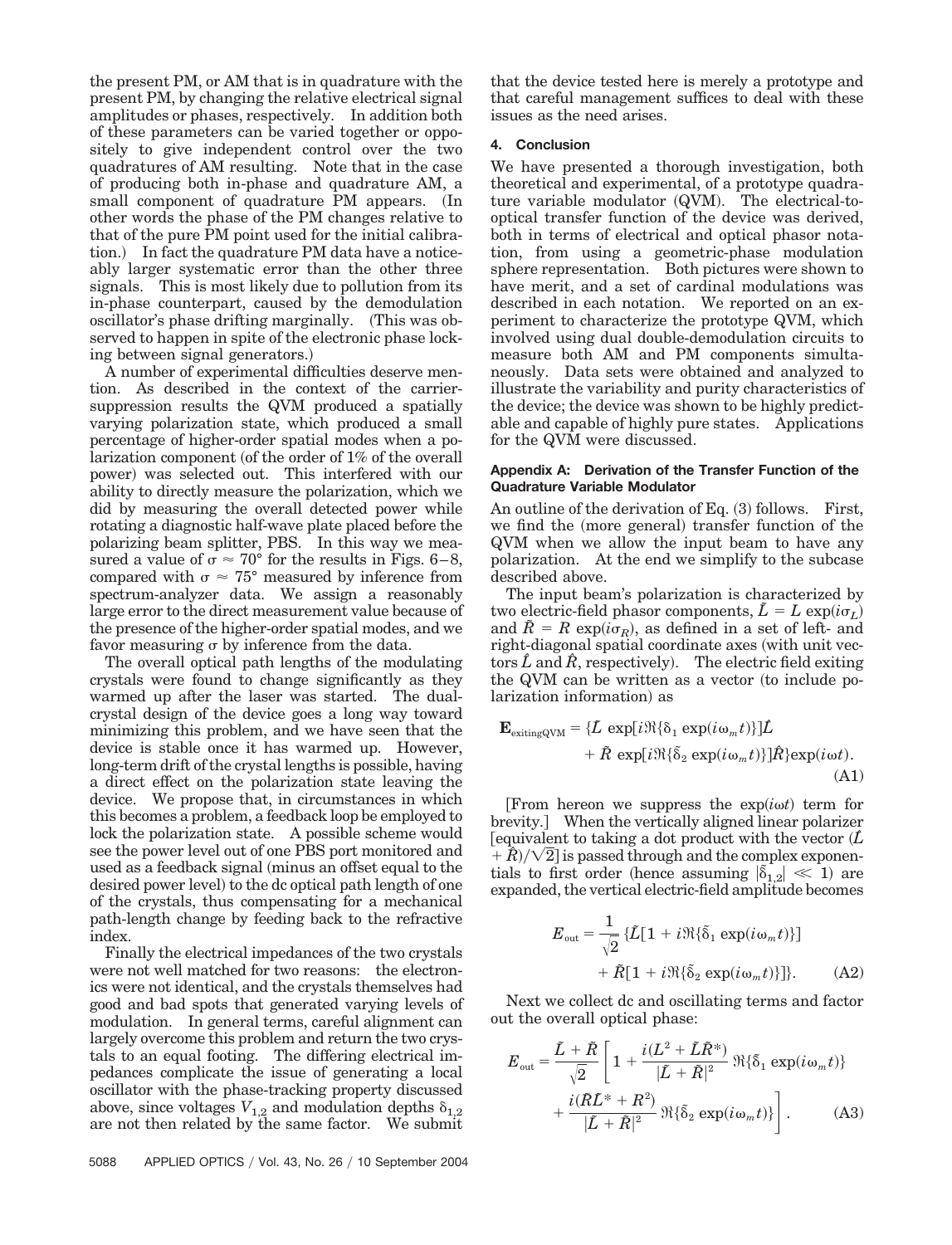the present PM, or AM that is in quadrature with the present PM, by changing the relative electrical signal amplitudes or phases, respectively. In addition both of these parameters can be varied together or oppositely to give independent control over the two quadratures of AM resulting. Note that in the case of producing both in-phase and quadrature AM, a small component of quadrature PM appears. (In other words the phase of the PM changes relative to that of the pure PM point used for the initial calibration.) In fact the quadrature PM data have a noticeably larger systematic error than the other three signals. This is most likely due to pollution from its in-phase counterpart, caused by the demodulation oscillator's phase drifting marginally. (This was observed to happen in spite of the electronic phase locking between signal generators.)

A number of experimental difficulties deserve mention. As described in the context of the carrier-suppression results the QVM produced a spatially varying polarization state, which produced a small percentage of higher-order spatial modes when a polarization component (of the order of 1% of the overall power) was selected out. This interfered with our ability to directly measure the polarization, which we did by measuring the overall detected power while rotating a diagnostic half-wave plate placed before the polarizing beam splitter, PBS. In this way we measured a value of $\sigma \approx 70°$ for the results in Figs. 6–8, compared with $\sigma \approx 75°$ measured by inference from spectrum-analyzer data. We assign a reasonably large error to the direct measurement value because of the presence of the higher-order spatial modes, and we favor measuring $\sigma$ by inference from the data.

The overall optical path lengths of the modulating crystals were found to change significantly as they warmed up after the laser was started. The dual-crystal design of the device goes a long way toward minimizing this problem, and we have seen that the device is stable once it has warmed up. However, long-term drift of the crystal lengths is possible, having a direct effect on the polarization state leaving the device. We propose that, in circumstances in which this becomes a problem, a feedback loop be employed to lock the polarization state. A possible scheme would see the power level out of one PBS port monitored and used as a feedback signal (minus an offset equal to the desired power level) to the dc optical path length of one of the crystals, thus compensating for a mechanical path-length change by feeding back to the refractive index.

Finally the electrical impedances of the two crystals were not well matched for two reasons: the electronics were not identical, and the crystals themselves had good and bad spots that generated varying levels of modulation. In general terms, careful alignment can largely overcome this problem and return the two crystals to an equal footing. The differing electrical impedances complicate the issue of generating a local oscillator with the phase-tracking property discussed above, since voltages $V_{1,2}$ and modulation depths $\delta_{1,2}$ are not then related by the same factor. We submit that the device tested here is merely a prototype and that careful management suffices to deal with these issues as the need arises.

## 4. Conclusion

We have presented a thorough investigation, both theoretical and experimental, of a prototype quadrature variable modulator (QVM). The electrical-to-optical transfer function of the device was derived, both in terms of electrical and optical phasor notation, from using a geometric-phase modulation sphere representation. Both pictures were shown to have merit, and a set of cardinal modulations was described in each notation. We reported on an experiment to characterize the prototype QVM, which involved using dual double-demodulation circuits to measure both AM and PM components simultaneously. Data sets were obtained and analyzed to illustrate the variability and purity characteristics of the device; the device was shown to be highly predictable and capable of highly pure states. Applications for the QVM were discussed.

### Appendix A: Derivation of the Transfer Function of the Quadrature Variable Modulator

An outline of the derivation of Eq. (3) follows. First, we find the (more general) transfer function of the QVM when we allow the input beam to have any polarization. At the end we simplify to the subcase described above.

The input beam's polarization is characterized by two electric-field phasor components, $\tilde{L} = L \exp(i\sigma_L)$ and $\tilde{R} = R \exp(i\sigma_R)$, as defined in a set of left- and right-diagonal spatial coordinate axes (with unit vectors $\hat{L}$ and $\hat{R}$, respectively). The electric field exiting the QVM can be written as a vector (to include polarization information) as

$$\mathbf{E}_{\text{exitingQVM}} = \{\tilde{L} \exp[i\Re\{\delta_1 \exp(i\omega_m t)\}]\hat{L} + \tilde{R} \exp[i\Re\{\tilde{\delta}_2 \exp(i\omega_m t)\}]\hat{R}\}\exp(i\omega t). \tag{A1}$$

[From hereon we suppress the $\exp(i\omega t)$ term for brevity.] When the vertically aligned linear polarizer [equivalent to taking a dot product with the vector $(\hat{L} + \hat{R})/\sqrt{2}$] is passed through and the complex exponentials to first order (hence assuming $|\tilde{\delta}_{1,2}| \ll 1$) are expanded, the vertical electric-field amplitude becomes

$$E_{\text{out}} = \frac{1}{\sqrt{2}} \{\tilde{L}[1 + i\Re\{\tilde{\delta}_1 \exp(i\omega_m t)\}] + \tilde{R}[1 + i\Re\{\tilde{\delta}_2 \exp(i\omega_m t)\}]\}. \tag{A2}$$

Next we collect dc and oscillating terms and factor out the overall optical phase:

$$E_{\text{out}} = \frac{\tilde{L} + \tilde{R}}{\sqrt{2}} \left[ 1 + \frac{i(L^2 + \tilde{L}\tilde{R}^*)}{|\tilde{L} + \tilde{R}|^2} \Re\{\tilde{\delta}_1 \exp(i\omega_m t)\} + \frac{i(\tilde{R}\tilde{L}^* + R^2)}{|\tilde{L} + \tilde{R}|^2} \Re\{\tilde{\delta}_2 \exp(i\omega_m t)\} \right]. \tag{A3}$$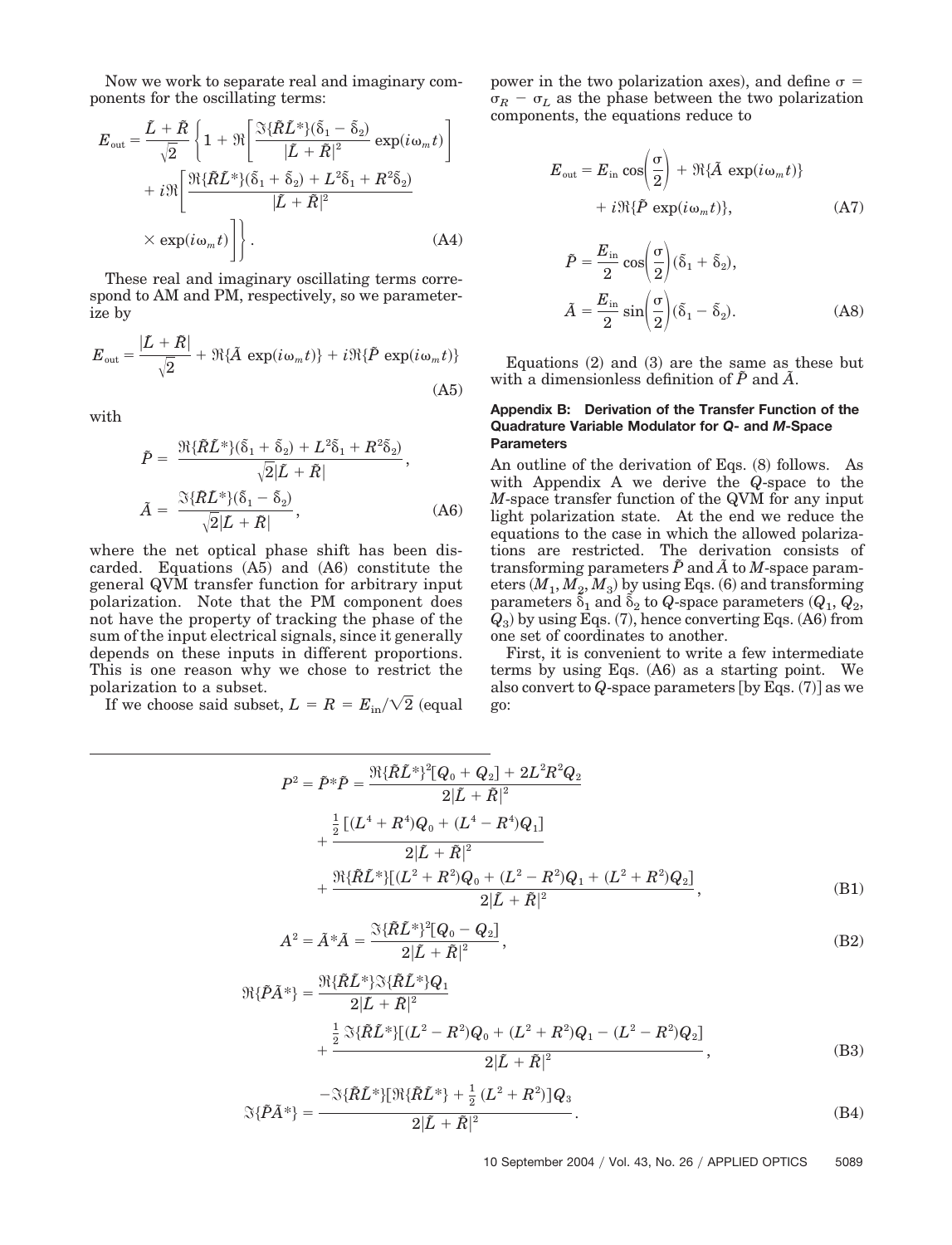Now we work to separate real and imaginary components for the oscillating terms:

$$E_{\text{out}} = \frac{\tilde{L} + \tilde{R}}{\sqrt{2}} \left\{ 1 + \Re\left[ \frac{\Im\{\tilde{R}\tilde{L}^*\}(\tilde{\delta}_1 - \tilde{\delta}_2)}{|\tilde{L} + \tilde{R}|^2} \exp(i\omega_m t) \right] + i\Re\left[ \frac{\Re\{\tilde{R}\tilde{L}^*\}(\tilde{\delta}_1 + \tilde{\delta}_2) + L^2\tilde{\delta}_1 + R^2\tilde{\delta}_2)}{|\tilde{L} + \tilde{R}|^2} \times \exp(i\omega_m t) \right] \right\}. \tag{A4}$$

These real and imaginary oscillating terms correspond to AM and PM, respectively, so we parameterize by

$$E_{\text{out}} = \frac{|\tilde{L} + \tilde{R}|}{\sqrt{2}} + \Re\{\tilde{A} \exp(i\omega_m t)\} + i\Re\{\tilde{P} \exp(i\omega_m t)\} \tag{A5}$$

with

$$\tilde{P} = \frac{\Re\{\tilde{R}\tilde{L}^*\}(\tilde{\delta}_1 + \tilde{\delta}_2) + L^2\tilde{\delta}_1 + R^2\tilde{\delta}_2)}{\sqrt{2}|\tilde{L} + \tilde{R}|},$$
$$\tilde{A} = \frac{\Im\{\tilde{R}\tilde{L}^*\}(\tilde{\delta}_1 - \tilde{\delta}_2)}{\sqrt{2}|\tilde{L} + \tilde{R}|}, \tag{A6}$$

where the net optical phase shift has been discarded. Equations (A5) and (A6) constitute the general QVM transfer function for arbitrary input polarization. Note that the PM component does not have the property of tracking the phase of the sum of the input electrical signals, since it generally depends on these inputs in different proportions. This is one reason why we chose to restrict the polarization to a subset.

If we choose said subset, $L = R = E_{\text{in}}/\sqrt{2}$ (equal power in the two polarization axes), and define $\sigma = \sigma_R - \sigma_L$ as the phase between the two polarization components, the equations reduce to

$$E_{\text{out}} = E_{\text{in}} \cos\left(\frac{\sigma}{2}\right) + \Re\{\tilde{A} \exp(i\omega_m t)\} + i\Re\{\tilde{P} \exp(i\omega_m t)\}, \tag{A7}$$

$$\tilde{P} = \frac{E_{\text{in}}}{2} \cos\left(\frac{\sigma}{2}\right)(\tilde{\delta}_1 + \tilde{\delta}_2),$$
$$\tilde{A} = \frac{E_{\text{in}}}{2} \sin\left(\frac{\sigma}{2}\right)(\tilde{\delta}_1 - \tilde{\delta}_2). \tag{A8}$$

Equations (2) and (3) are the same as these but with a dimensionless definition of $\tilde{P}$ and $\tilde{A}$.

#### Appendix B: Derivation of the Transfer Function of the Quadrature Variable Modulator for *Q*- and *M*-Space Parameters

An outline of the derivation of Eqs. (8) follows. As with Appendix A we derive the *Q*-space to the *M*-space transfer function of the QVM for any input light polarization state. At the end we reduce the equations to the case in which the allowed polarizations are restricted. The derivation consists of transforming parameters $\tilde{P}$ and $\tilde{A}$ to *M*-space parameters $(M_1, M_2, M_3)$ by using Eqs. (6) and transforming parameters $\tilde{\delta}_1$ and $\tilde{\delta}_2$ to *Q*-space parameters $(Q_1, Q_2, Q_3)$ by using Eqs. (7), hence converting Eqs. (A6) from one set of coordinates to another.

First, it is convenient to write a few intermediate terms by using Eqs. (A6) as a starting point. We also convert to *Q*-space parameters [by Eqs. (7)] as we go:

$$P^2 = \tilde{P}^*\tilde{P} = \frac{\Re\{\tilde{R}\tilde{L}^*\}^2[Q_0 + Q_2] + 2L^2R^2Q_2}{2|\tilde{L} + \tilde{R}|^2} + \frac{\frac{1}{2}[(L^4 + R^4)Q_0 + (L^4 - R^4)Q_1]}{2|\tilde{L} + \tilde{R}|^2} + \frac{\Re\{\tilde{R}\tilde{L}^*\}[(L^2 + R^2)Q_0 + (L^2 - R^2)Q_1 + (L^2 + R^2)Q_2]}{2|\tilde{L} + \tilde{R}|^2}, \tag{B1}$$

$$A^2 = \tilde{A}^*\tilde{A} = \frac{\Im\{\tilde{R}\tilde{L}^*\}^2[Q_0 - Q_2]}{2|\tilde{L} + \tilde{R}|^2}, \tag{B2}$$

$$\Re\{\tilde{P}\tilde{A}^*\} = \frac{\Re\{\tilde{R}\tilde{L}^*\}\Im\{\tilde{R}\tilde{L}^*\}Q_1}{2|\tilde{L} + \tilde{R}|^2} + \frac{\frac{1}{2}\Im\{\tilde{R}\tilde{L}^*\}[(L^2 - R^2)Q_0 + (L^2 + R^2)Q_1 - (L^2 - R^2)Q_2]}{2|\tilde{L} + \tilde{R}|^2}, \tag{B3}$$

$$\Im\{\tilde{P}\tilde{A}^*\} = \frac{-\Im\{\tilde{R}\tilde{L}^*\}[\Re\{\tilde{R}\tilde{L}^*\} + \frac{1}{2}(L^2 + R^2)]Q_3}{2|\tilde{L} + \tilde{R}|^2}. \tag{B4}$$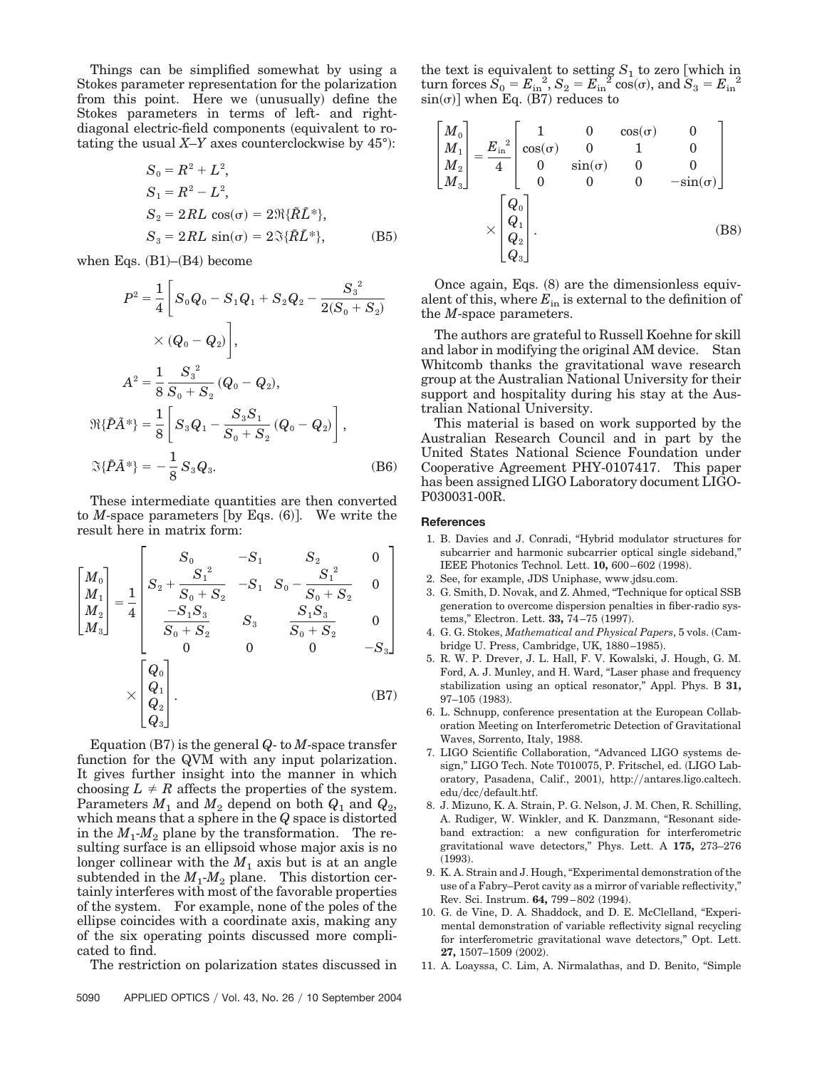Things can be simplified somewhat by using a Stokes parameter representation for the polarization from this point. Here we (unusually) define the Stokes parameters in terms of left- and right-diagonal electric-field components (equivalent to rotating the usual $X$–$Y$ axes counterclockwise by 45°):

$$
\begin{aligned}
S_0 &= R^2 + L^2, \\
S_1 &= R^2 - L^2, \\
S_2 &= 2RL\,\cos(\sigma) = 2\Re\{\tilde{R}\tilde{L}^*\}, \\
S_3 &= 2RL\,\sin(\sigma) = 2\Im\{\tilde{R}\tilde{L}^*\},
\end{aligned} \tag{B5}
$$

when Eqs. (B1)–(B4) become

$$
\begin{aligned}
P^2 &= \frac{1}{4}\left[S_0Q_0 - S_1Q_1 + S_2Q_2 - \frac{{S_3}^2}{2(S_0+S_2)} \times (Q_0 - Q_2)\right], \\
A^2 &= \frac{1}{8}\frac{{S_3}^2}{S_0+S_2}(Q_0 - Q_2), \\
\Re\{\tilde{P}\tilde{A}^*\} &= \frac{1}{8}\left[S_3Q_1 - \frac{S_3S_1}{S_0+S_2}(Q_0 - Q_2)\right], \\
\Im\{\tilde{P}\tilde{A}^*\} &= -\frac{1}{8}S_3Q_3.
\end{aligned} \tag{B6}
$$

These intermediate quantities are then converted to $M$-space parameters [by Eqs. (6)]. We write the result here in matrix form:

$$
\begin{bmatrix} M_0 \\ M_1 \\ M_2 \\ M_3 \end{bmatrix} = \frac{1}{4}
\begin{bmatrix}
S_0 & -S_1 & S_2 & 0 \\
S_2 + \dfrac{{S_1}^2}{S_0+S_2} & -S_1 & S_0 - \dfrac{{S_1}^2}{S_0+S_2} & 0 \\
\dfrac{-S_1S_3}{S_0+S_2} & S_3 & \dfrac{S_1S_3}{S_0+S_2} & 0 \\
0 & 0 & 0 & -S_3
\end{bmatrix}
\times \begin{bmatrix} Q_0 \\ Q_1 \\ Q_2 \\ Q_3 \end{bmatrix}. \tag{B7}
$$

Equation (B7) is the general $Q$- to $M$-space transfer function for the QVM with any input polarization. It gives further insight into the manner in which choosing $L \neq R$ affects the properties of the system. Parameters $M_1$ and $M_2$ depend on both $Q_1$ and $Q_2$, which means that a sphere in the $Q$ space is distorted in the $M_1$-$M_2$ plane by the transformation. The resulting surface is an ellipsoid whose major axis is no longer collinear with the $M_1$ axis but is at an angle subtended in the $M_1$-$M_2$ plane. This distortion certainly interferes with most of the favorable properties of the system. For example, none of the poles of the ellipse coincides with a coordinate axis, making any of the six operating points discussed more complicated to find.

The restriction on polarization states discussed in the text is equivalent to setting $S_1$ to zero [which in turn forces $S_0 = {E_{\text{in}}}^2$, $S_2 = {E_{\text{in}}}^2\cos(\sigma)$, and $S_3 = {E_{\text{in}}}^2\sin(\sigma)$] when Eq. (B7) reduces to

$$
\begin{bmatrix} M_0 \\ M_1 \\ M_2 \\ M_3 \end{bmatrix} = \frac{{E_{\text{in}}}^2}{4}
\begin{bmatrix}
1 & 0 & \cos(\sigma) & 0 \\
\cos(\sigma) & 0 & 1 & 0 \\
0 & \sin(\sigma) & 0 & 0 \\
0 & 0 & 0 & -\sin(\sigma)
\end{bmatrix}
\times \begin{bmatrix} Q_0 \\ Q_1 \\ Q_2 \\ Q_3 \end{bmatrix}. \tag{B8}
$$

Once again, Eqs. (8) are the dimensionless equivalent of this, where $E_{\text{in}}$ is external to the definition of the $M$-space parameters.

The authors are grateful to Russell Koehne for skill and labor in modifying the original AM device. Stan Whitcomb thanks the gravitational wave research group at the Australian National University for their support and hospitality during his stay at the Australian National University.

This material is based on work supported by the Australian Research Council and in part by the United States National Science Foundation under Cooperative Agreement PHY-0107417. This paper has been assigned LIGO Laboratory document LIGO-P030031-00R.

## References

1. B. Davies and J. Conradi, "Hybrid modulator structures for subcarrier and harmonic subcarrier optical single sideband," IEEE Photonics Technol. Lett. **10,** 600–602 (1998).
2. See, for example, JDS Uniphase, www.jdsu.com.
3. G. Smith, D. Novak, and Z. Ahmed, "Technique for optical SSB generation to overcome dispersion penalties in fiber-radio systems," Electron. Lett. **33,** 74–75 (1997).
4. G. G. Stokes, *Mathematical and Physical Papers*, 5 vols. (Cambridge U. Press, Cambridge, UK, 1880–1985).
5. R. W. P. Drever, J. L. Hall, F. V. Kowalski, J. Hough, G. M. Ford, A. J. Munley, and H. Ward, "Laser phase and frequency stabilization using an optical resonator," Appl. Phys. B **31,** 97–105 (1983).
6. L. Schnupp, conference presentation at the European Collaboration Meeting on Interferometric Detection of Gravitational Waves, Sorrento, Italy, 1988.
7. LIGO Scientific Collaboration, "Advanced LIGO systems design," LIGO Tech. Note T010075, P. Fritschel, ed. (LIGO Laboratory, Pasadena, Calif., 2001), http://antares.ligo.caltech.edu/dcc/default.htf.
8. J. Mizuno, K. A. Strain, P. G. Nelson, J. M. Chen, R. Schilling, A. Rudiger, W. Winkler, and K. Danzmann, "Resonant sideband extraction: a new configuration for interferometric gravitational wave detectors," Phys. Lett. A **175,** 273–276 (1993).
9. K. A. Strain and J. Hough, "Experimental demonstration of the use of a Fabry–Perot cavity as a mirror of variable reflectivity," Rev. Sci. Instrum. **64,** 799–802 (1994).
10. G. de Vine, D. A. Shaddock, and D. E. McClelland, "Experimental demonstration of variable reflectivity signal recycling for interferometric gravitational wave detectors," Opt. Lett. **27,** 1507–1509 (2002).
11. A. Loayssa, C. Lim, A. Nirmalathas, and D. Benito, "Simple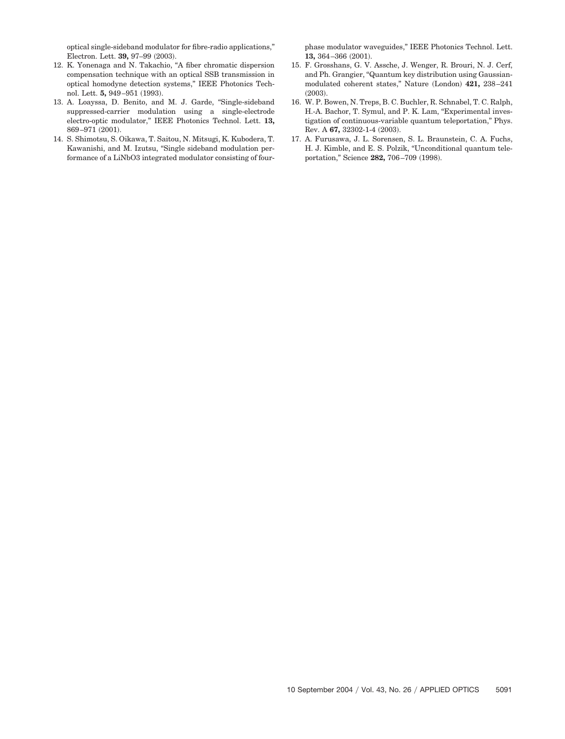optical single-sideband modulator for fibre-radio applications," Electron. Lett. **39,** 97–99 (2003).

12. K. Yonenaga and N. Takachio, "A fiber chromatic dispersion compensation technique with an optical SSB transmission in optical homodyne detection systems," IEEE Photonics Technol. Lett. **5,** 949–951 (1993).
13. A. Loayssa, D. Benito, and M. J. Garde, "Single-sideband suppressed-carrier modulation using a single-electrode electro-optic modulator," IEEE Photonics Technol. Lett. **13,** 869–971 (2001).
14. S. Shimotsu, S. Oikawa, T. Saitou, N. Mitsugi, K. Kubodera, T. Kawanishi, and M. Izutsu, "Single sideband modulation performance of a LiNbO3 integrated modulator consisting of four-phase modulator waveguides," IEEE Photonics Technol. Lett. **13,** 364–366 (2001).
15. F. Grosshans, G. V. Assche, J. Wenger, R. Brouri, N. J. Cerf, and Ph. Grangier, "Quantum key distribution using Gaussian-modulated coherent states," Nature (London) **421,** 238–241 (2003).
16. W. P. Bowen, N. Treps, B. C. Buchler, R. Schnabel, T. C. Ralph, H.-A. Bachor, T. Symul, and P. K. Lam, "Experimental investigation of continuous-variable quantum teleportation," Phys. Rev. A **67,** 32302-1-4 (2003).
17. A. Furusawa, J. L. Sorensen, S. L. Braunstein, C. A. Fuchs, H. J. Kimble, and E. S. Polzik, "Unconditional quantum teleportation," Science **282,** 706–709 (1998).